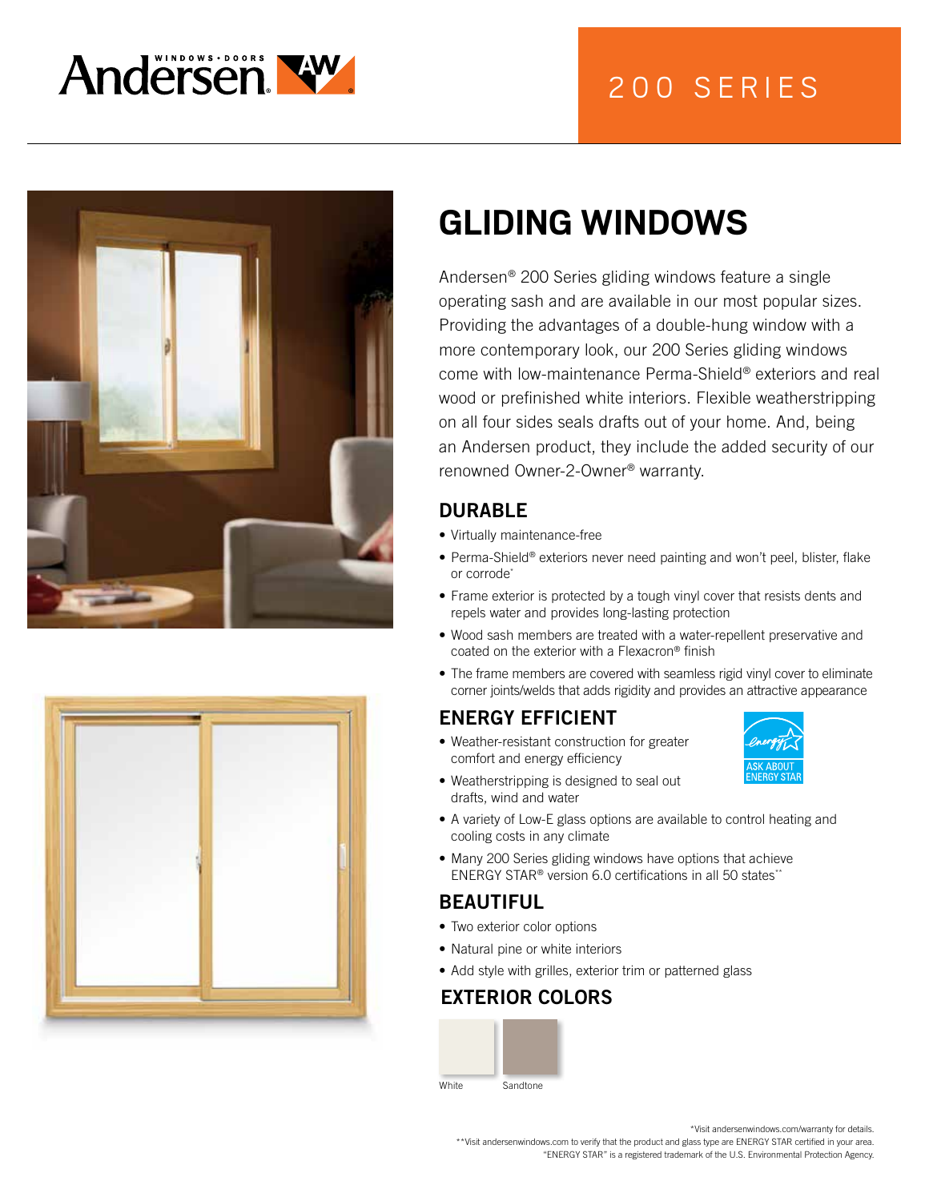Andersen® WINDOWS • DOORS

200 SERIES

# GLIDING WINDOWS

Andersen® 200 Series gliding windows feature a single operating sash and are available in our most popular sizes. Providing the advantages of a double-hung window with a more contemporary look, our 200 Series gliding windows come with low-maintenance Perma-Shield® exteriors and real wood or prefinished white interiors. Flexible weatherstripping on all four sides seals drafts out of your home. And, being an Andersen product, they include the added security of our renowned Owner-2-Owner® warranty.

## DURABLE

- Virtually maintenance-free
- Perma-Shield® exteriors never need painting and won't peel, blister, flake or corrode*
- Frame exterior is protected by a tough vinyl cover that resists dents and repels water and provides long-lasting protection
- Wood sash members are treated with a water-repellent preservative and coated on the exterior with a Flexacron® finish
- The frame members are covered with seamless rigid vinyl cover to eliminate corner joints/welds that adds rigidity and provides an attractive appearance

## ENERGY EFFICIENT

ASK ABOUT ENERGY STAR

- Weather-resistant construction for greater comfort and energy efficiency
- Weatherstripping is designed to seal out drafts, wind and water
- A variety of Low-E glass options are available to control heating and cooling costs in any climate
- Many 200 Series gliding windows have options that achieve ENERGY STAR® version 6.0 certifications in all 50 states**

## BEAUTIFUL

- Two exterior color options
- Natural pine or white interiors
- Add style with grilles, exterior trim or patterned glass

## EXTERIOR COLORS

White

Sandtone

*Visit andersenwindows.com/warranty for details.
**Visit andersenwindows.com to verify that the product and glass type are ENERGY STAR certified in your area.
"ENERGY STAR" is a registered trademark of the U.S. Environmental Protection Agency.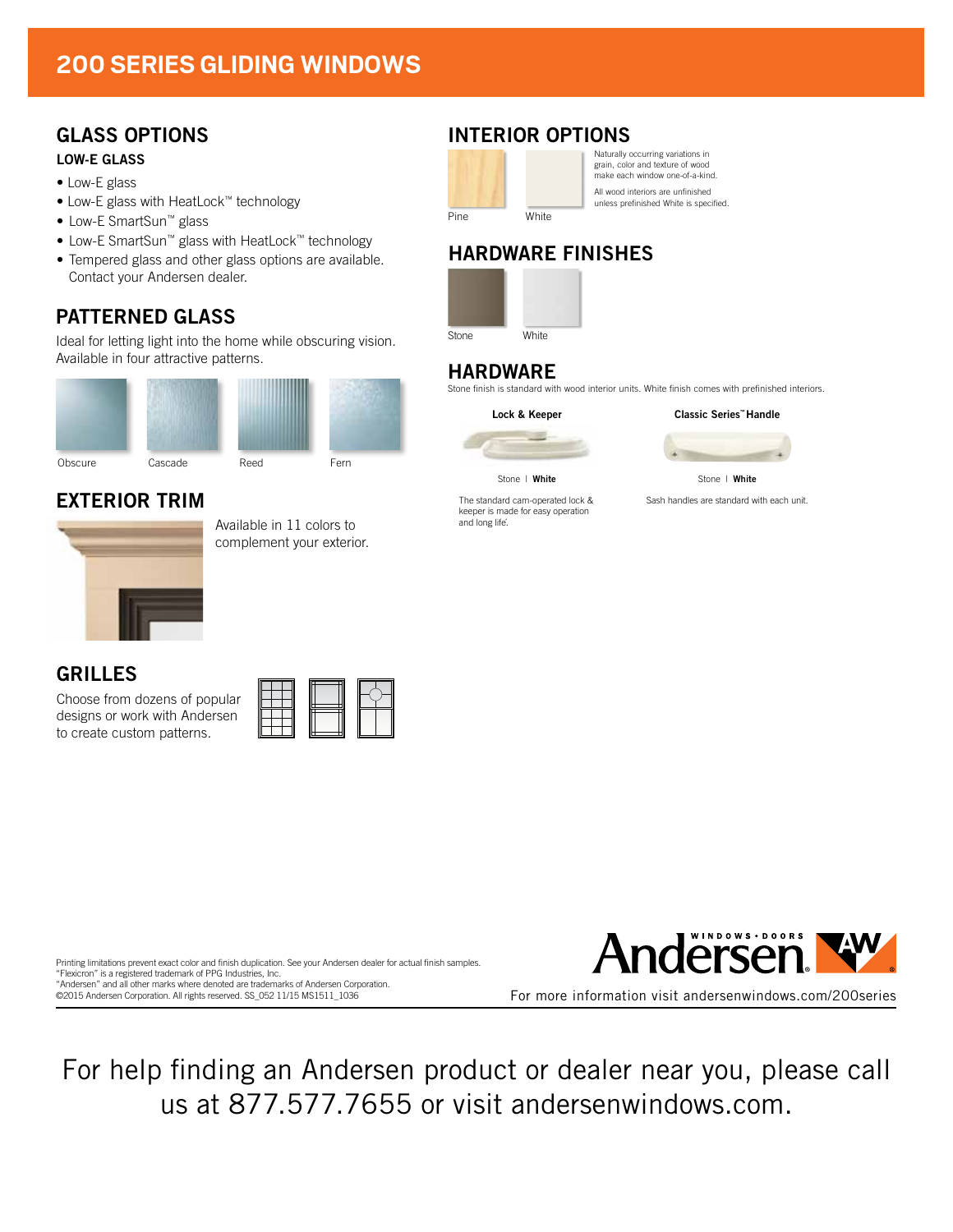# 200 SERIES GLIDING WINDOWS

## GLASS OPTIONS

### LOW-E GLASS

- Low-E glass
- Low-E glass with HeatLock™ technology
- Low-E SmartSun™ glass
- Low-E SmartSun™ glass with HeatLock™ technology
- Tempered glass and other glass options are available. Contact your Andersen dealer.

## PATTERNED GLASS

Ideal for letting light into the home while obscuring vision. Available in four attractive patterns.

Obscure

Cascade

Reed

Fern

## EXTERIOR TRIM

Available in 11 colors to complement your exterior.

## GRILLES

Choose from dozens of popular designs or work with Andersen to create custom patterns.

## INTERIOR OPTIONS

Pine

White

Naturally occurring variations in grain, color and texture of wood make each window one-of-a-kind.

All wood interiors are unfinished unless prefinished White is specified.

## HARDWARE FINISHES

Stone

White

## HARDWARE

Stone finish is standard with wood interior units. White finish comes with prefinished interiors.

**Lock & Keeper**

Stone | **White**

The standard cam-operated lock & keeper is made for easy operation and long life.

**Classic Series™ Handle**

Stone | **White**

Sash handles are standard with each unit.

Printing limitations prevent exact color and finish duplication. See your Andersen dealer for actual finish samples.
"Flexicron" is a registered trademark of PPG Industries, Inc.
"Andersen" and all other marks where denoted are trademarks of Andersen Corporation.
©2015 Andersen Corporation. All rights reserved. SS_052 11/15 MS1511_1036

Andersen® WINDOWS • DOORS

For more information visit andersenwindows.com/200series

For help finding an Andersen product or dealer near you, please call us at 877.577.7655 or visit andersenwindows.com.